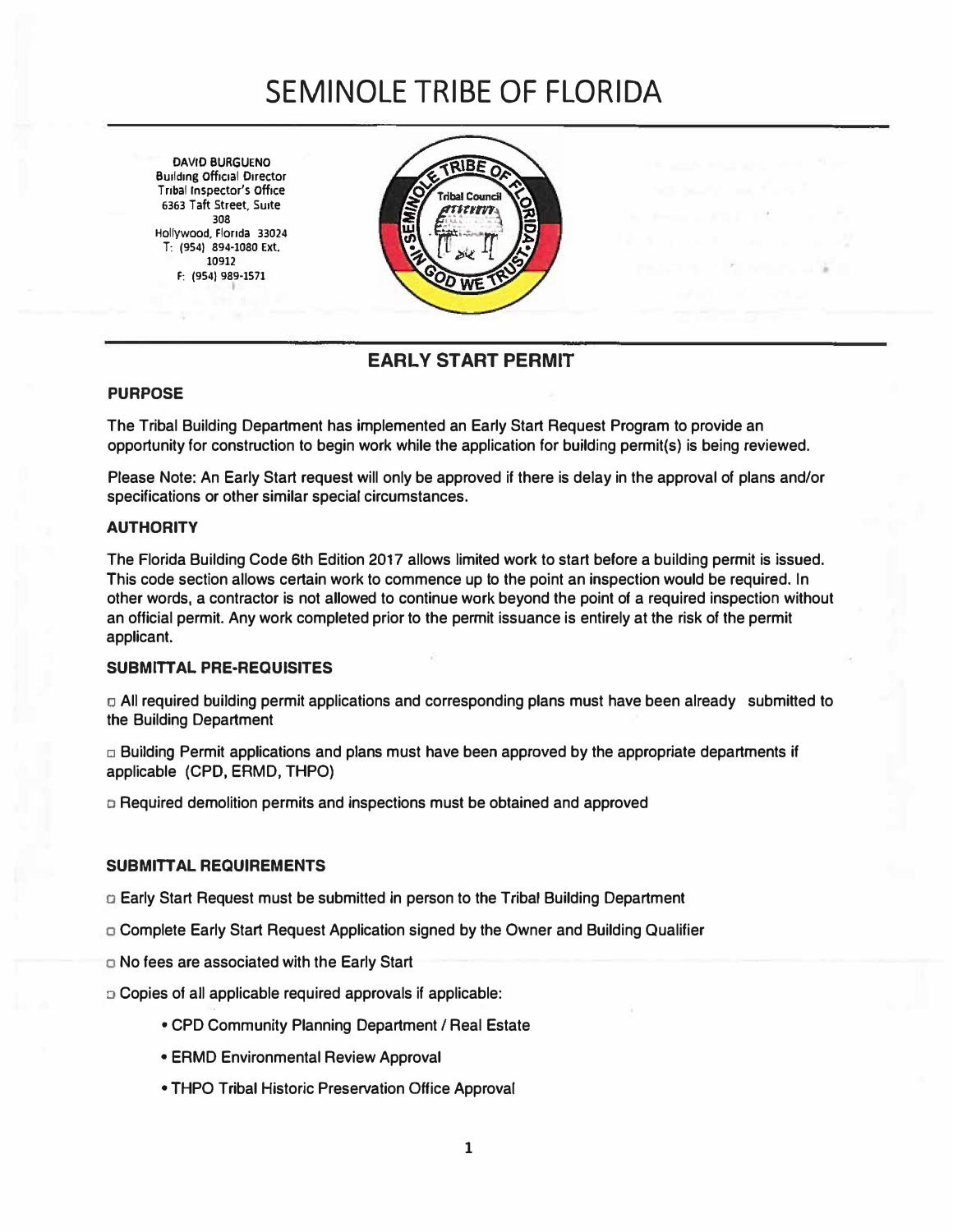# SEMINOLE TRIBE OF FLORIDA

DAVID BURGUENO
Building Official Director
Tribal Inspector's Office
6363 Taft Street, Suite 308
Hollywood, Florida 33024
T: (954) 894-1080 Ext. 10912
F: (954) 989-1571

## EARLY START PERMIT

### PURPOSE

The Tribal Building Department has implemented an Early Start Request Program to provide an opportunity for construction to begin work while the application for building permit(s) is being reviewed.

Please Note: An Early Start request will only be approved if there is delay in the approval of plans and/or specifications or other similar special circumstances.

### AUTHORITY

The Florida Building Code 6th Edition 2017 allows limited work to start before a building permit is issued. This code section allows certain work to commence up to the point an inspection would be required. In other words, a contractor is not allowed to continue work beyond the point of a required inspection without an official permit. Any work completed prior to the permit issuance is entirely at the risk of the permit applicant.

### SUBMITTAL PRE-REQUISITES

- ☐ All required building permit applications and corresponding plans must have been already submitted to the Building Department
- ☐ Building Permit applications and plans must have been approved by the appropriate departments if applicable (CPD, ERMD, THPO)
- ☐ Required demolition permits and inspections must be obtained and approved

### SUBMITTAL REQUIREMENTS

- ☐ Early Start Request must be submitted in person to the Tribal Building Department
- ☐ Complete Early Start Request Application signed by the Owner and Building Qualifier
- ☐ No fees are associated with the Early Start
- ☐ Copies of all applicable required approvals if applicable:
  - CPD Community Planning Department / Real Estate
  - ERMD Environmental Review Approval
  - THPO Tribal Historic Preservation Office Approval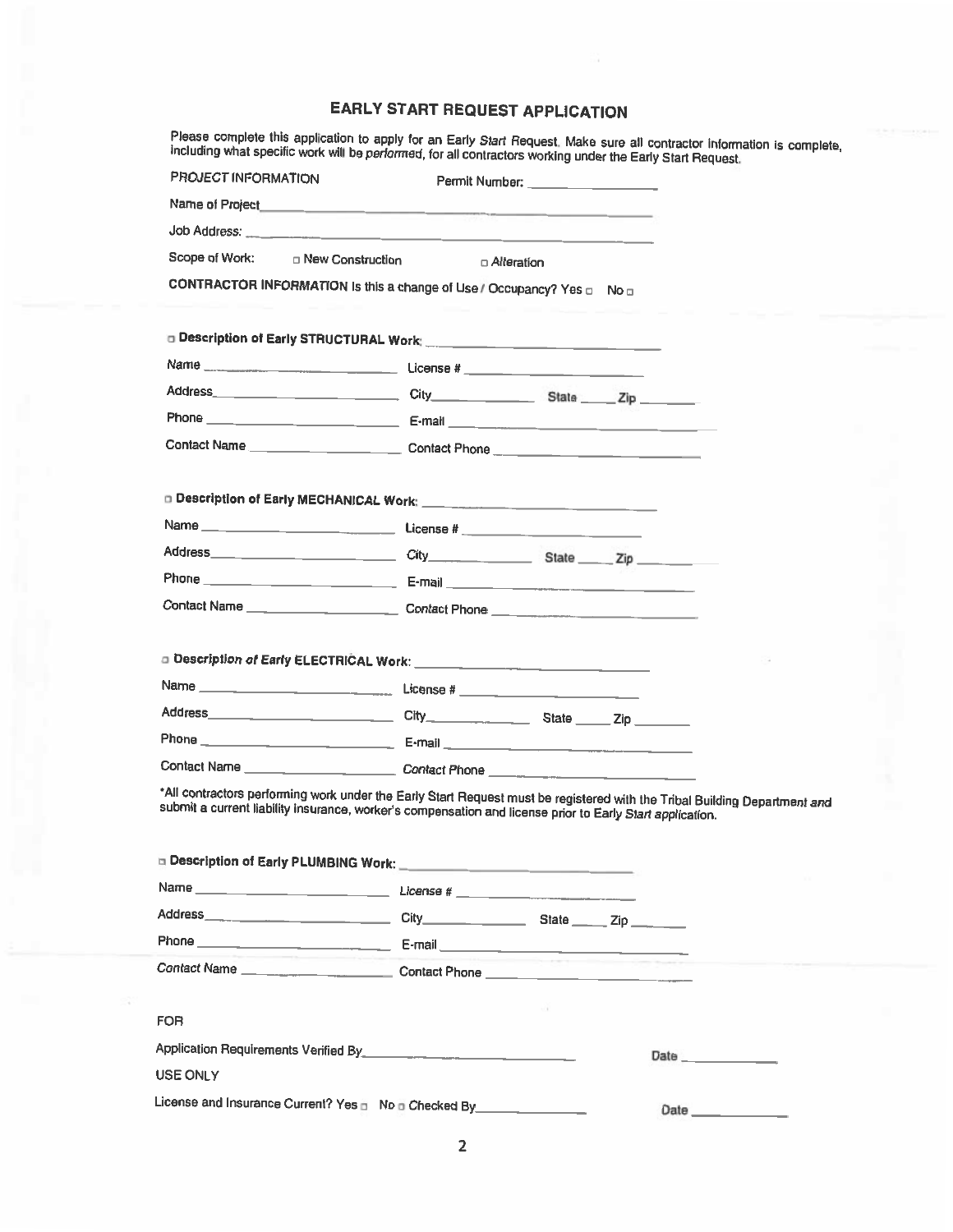# EARLY START REQUEST APPLICATION

Please complete this application to apply for an Early *Start* Request. Make sure all contractor information is complete, including what specific work will be *performed*, for all contractors working under the Early Start Request.

PROJECT INFORMATION Permit Number: ________________

Name of Project________________________________________________

Job Address: ________________________________________________

Scope of Work: ☐ New Construction ☐ Alteration

**CONTRACTOR INFORMATION** Is this a change of Use / Occupancy? Yes ☐ No ☐

☐ **Description of Early STRUCTURAL Work:** ____________________________

Name ________________________ License # ________________________

Address________________________ City______________ State _____ Zip _______

Phone ________________________ E-mail ________________________

Contact Name ____________________ Contact Phone ________________________

☐ **Description of Early MECHANICAL Work:** ____________________________

Name ________________________ License # ________________________

Address________________________ City______________ State _____ Zip _______

Phone ________________________ E-mail ________________________

Contact Name ____________________ Contact Phone ________________________

☐ **Description of Early ELECTRICAL Work:** ____________________________

Name ________________________ License # ________________________

Address________________________ City______________ State _____ Zip _______

Phone ________________________ E-mail ________________________

Contact Name ____________________ Contact Phone ________________________

*All contractors performing work under the Early Start Request must be registered with the Tribal Building Department and submit a current liability insurance, worker's compensation and license prior to Early *Start* application.

☐ **Description of Early PLUMBING Work:** ____________________________

Name ________________________ License # ________________________

Address________________________ City______________ State _____ Zip _______

Phone ________________________ E-mail ________________________

Contact Name ____________________ Contact Phone ________________________

FOR

Application Requirements Verified By____________________________ Date ____________

USE ONLY

License and Insurance Current? Yes ☐ No ☐ Checked By______________ Date ____________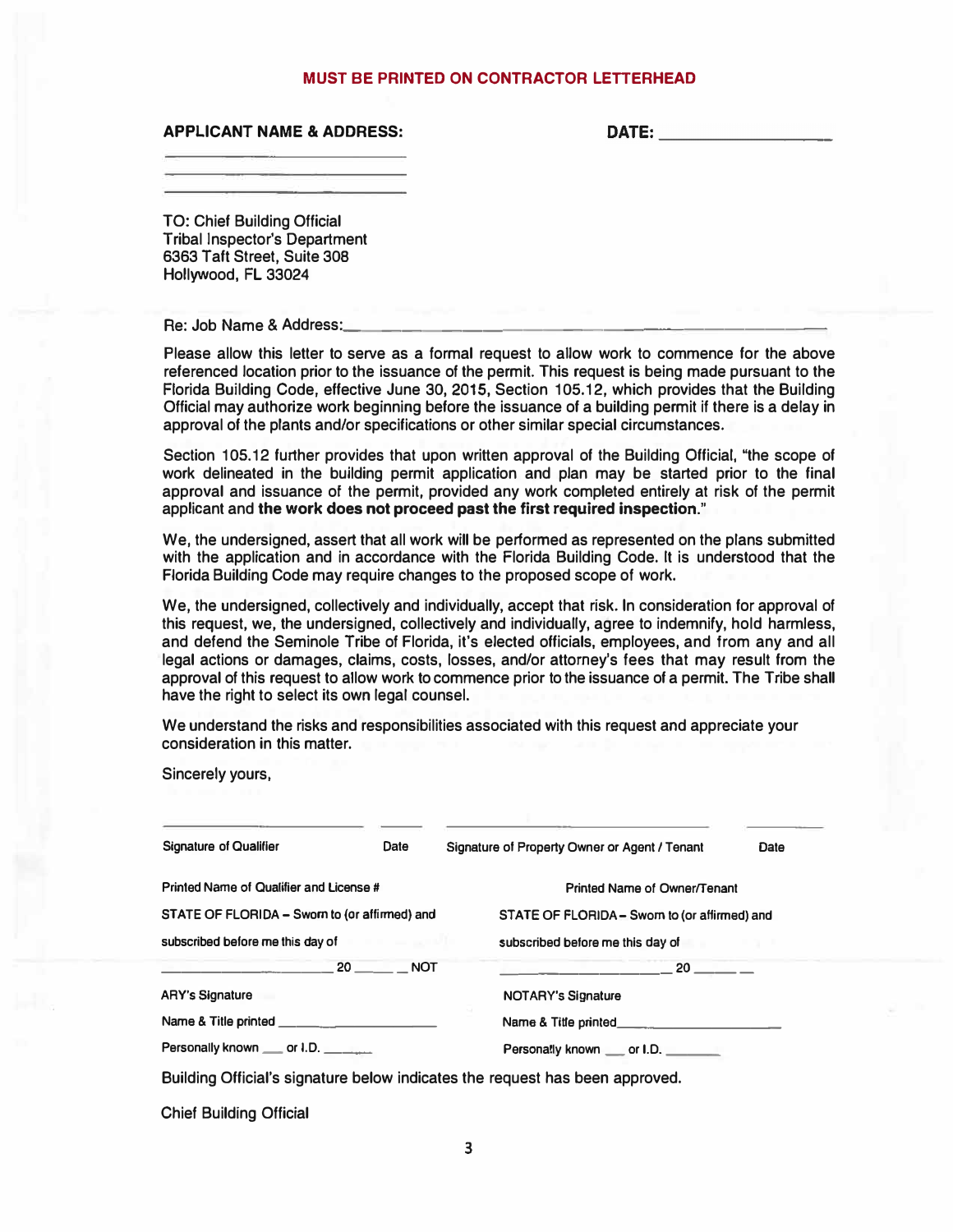**MUST BE PRINTED ON CONTRACTOR LETTERHEAD**

**APPLICANT NAME & ADDRESS:** **DATE:** ____________________

______________________________
______________________________
______________________________

TO: Chief Building Official
Tribal Inspector's Department
6363 Taft Street, Suite 308
Hollywood, FL 33024

Re: Job Name & Address:____________________________________________________

Please allow this letter to serve as a formal request to allow work to commence for the above referenced location prior to the issuance of the permit. This request is being made pursuant to the Florida Building Code, effective June 30, 2015, Section 105.12, which provides that the Building Official may authorize work beginning before the issuance of a building permit if there is a delay in approval of the plants and/or specifications or other similar special circumstances.

Section 105.12 further provides that upon written approval of the Building Official, "the scope of work delineated in the building permit application and plan may be started prior to the final approval and issuance of the permit, provided any work completed entirely at risk of the permit applicant and **the work does not proceed past the first required inspection**."

We, the undersigned, assert that all work will be performed as represented on the plans submitted with the application and in accordance with the Florida Building Code. It is understood that the Florida Building Code may require changes to the proposed scope of work.

We, the undersigned, collectively and individually, accept that risk. In consideration for approval of this request, we, the undersigned, collectively and individually, agree to indemnify, hold harmless, and defend the Seminole Tribe of Florida, it's elected officials, employees, and from any and all legal actions or damages, claims, costs, losses, and/or attorney's fees that may result from the approval of this request to allow work to commence prior to the issuance of a permit. The Tribe shall have the right to select its own legal counsel.

We understand the risks and responsibilities associated with this request and appreciate your consideration in this matter.

Sincerely yours,

______________________________ ______ ______________________________ ______

Signature of Qualifier Date

Printed Name of Qualifier and License #

STATE OF FLORIDA – Sworn to (or affirmed) and subscribed before me this day of

______________________ 20 ______ _ NOTARY's Signature

Name & Title printed ______________________

Personally known ___ or I.D. _______

Signature of Property Owner or Agent / Tenant Date

Printed Name of Owner/Tenant

STATE OF FLORIDA – Sworn to (or affirmed) and subscribed before me this day of

______________________ 20 ______ __

NOTARY's Signature

Name & Title printed______________________

Personally known ___ or I.D. _______

Building Official's signature below indicates the request has been approved.

Chief Building Official